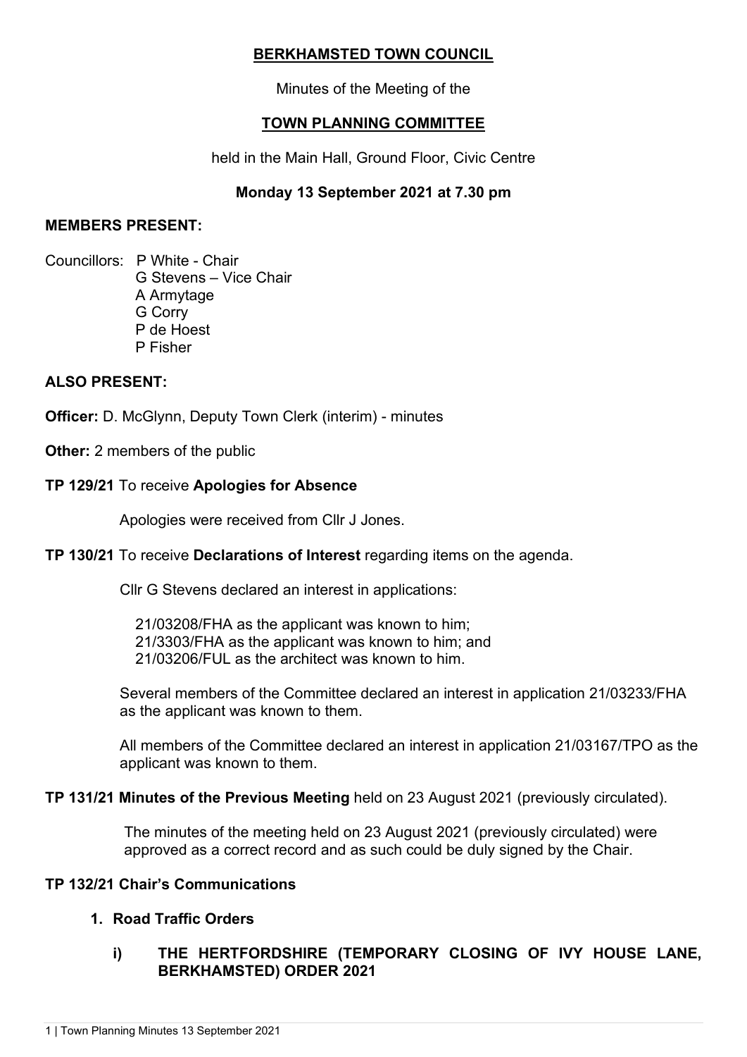# BERKHAMSTED TOWN COUNCIL

Minutes of the Meeting of the

## TOWN PLANNING COMMITTEE

held in the Main Hall, Ground Floor, Civic Centre

**Monday 13 September 2021 at 7.30 pm**

**MEMBERS PRESENT:**

Councillors: P White - Chair
G Stevens – Vice Chair
A Armytage
G Corry
P de Hoest
P Fisher

**ALSO PRESENT:**

**Officer:** D. McGlynn, Deputy Town Clerk (interim) - minutes

**Other:** 2 members of the public

**TP 129/21** To receive **Apologies for Absence**

Apologies were received from Cllr J Jones.

**TP 130/21** To receive **Declarations of Interest** regarding items on the agenda.

Cllr G Stevens declared an interest in applications:

21/03208/FHA as the applicant was known to him;
21/3303/FHA as the applicant was known to him; and
21/03206/FUL as the architect was known to him.

Several members of the Committee declared an interest in application 21/03233/FHA as the applicant was known to them.

All members of the Committee declared an interest in application 21/03167/TPO as the applicant was known to them.

**TP 131/21 Minutes of the Previous Meeting** held on 23 August 2021 (previously circulated).

The minutes of the meeting held on 23 August 2021 (previously circulated) were approved as a correct record and as such could be duly signed by the Chair.

**TP 132/21 Chair's Communications**

1. **Road Traffic Orders**

   i) **THE HERTFORDSHIRE (TEMPORARY CLOSING OF IVY HOUSE LANE, BERKHAMSTED) ORDER 2021**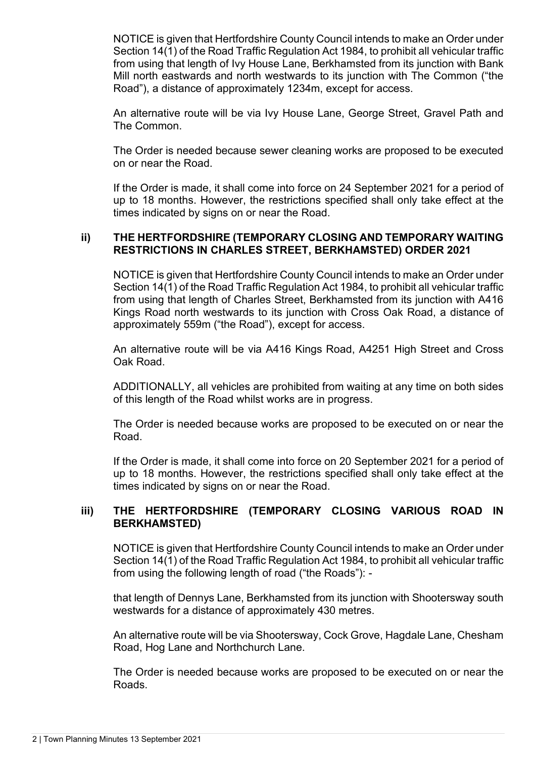NOTICE is given that Hertfordshire County Council intends to make an Order under Section 14(1) of the Road Traffic Regulation Act 1984, to prohibit all vehicular traffic from using that length of Ivy House Lane, Berkhamsted from its junction with Bank Mill north eastwards and north westwards to its junction with The Common ("the Road"), a distance of approximately 1234m, except for access.

An alternative route will be via Ivy House Lane, George Street, Gravel Path and The Common.

The Order is needed because sewer cleaning works are proposed to be executed on or near the Road.

If the Order is made, it shall come into force on 24 September 2021 for a period of up to 18 months. However, the restrictions specified shall only take effect at the times indicated by signs on or near the Road.

**ii) THE HERTFORDSHIRE (TEMPORARY CLOSING AND TEMPORARY WAITING RESTRICTIONS IN CHARLES STREET, BERKHAMSTED) ORDER 2021**

NOTICE is given that Hertfordshire County Council intends to make an Order under Section 14(1) of the Road Traffic Regulation Act 1984, to prohibit all vehicular traffic from using that length of Charles Street, Berkhamsted from its junction with A416 Kings Road north westwards to its junction with Cross Oak Road, a distance of approximately 559m ("the Road"), except for access.

An alternative route will be via A416 Kings Road, A4251 High Street and Cross Oak Road.

ADDITIONALLY, all vehicles are prohibited from waiting at any time on both sides of this length of the Road whilst works are in progress.

The Order is needed because works are proposed to be executed on or near the Road.

If the Order is made, it shall come into force on 20 September 2021 for a period of up to 18 months. However, the restrictions specified shall only take effect at the times indicated by signs on or near the Road.

**iii) THE HERTFORDSHIRE (TEMPORARY CLOSING VARIOUS ROAD IN BERKHAMSTED)**

NOTICE is given that Hertfordshire County Council intends to make an Order under Section 14(1) of the Road Traffic Regulation Act 1984, to prohibit all vehicular traffic from using the following length of road ("the Roads"): -

that length of Dennys Lane, Berkhamsted from its junction with Shootersway south westwards for a distance of approximately 430 metres.

An alternative route will be via Shootersway, Cock Grove, Hagdale Lane, Chesham Road, Hog Lane and Northchurch Lane.

The Order is needed because works are proposed to be executed on or near the Roads.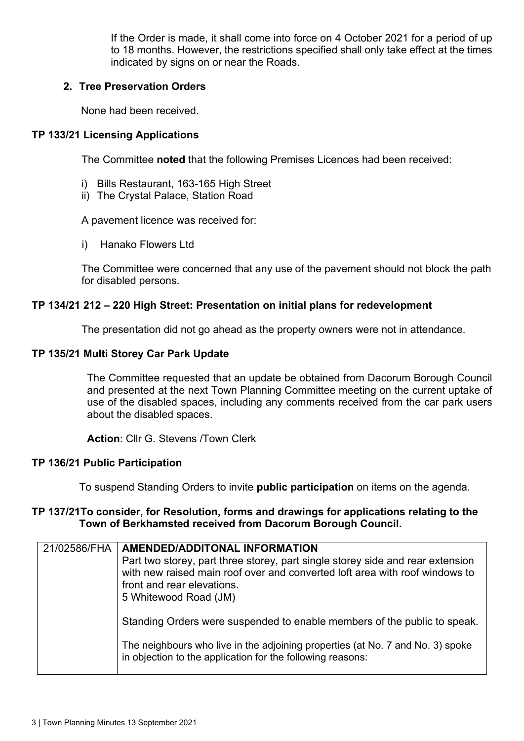If the Order is made, it shall come into force on 4 October 2021 for a period of up to 18 months. However, the restrictions specified shall only take effect at the times indicated by signs on or near the Roads.

**2. Tree Preservation Orders**

None had been received.

**TP 133/21 Licensing Applications**

The Committee **noted** that the following Premises Licences had been received:

i) Bills Restaurant, 163-165 High Street
ii) The Crystal Palace, Station Road

A pavement licence was received for:

i) Hanako Flowers Ltd

The Committee were concerned that any use of the pavement should not block the path for disabled persons.

**TP 134/21 212 – 220 High Street: Presentation on initial plans for redevelopment**

The presentation did not go ahead as the property owners were not in attendance.

**TP 135/21 Multi Storey Car Park Update**

The Committee requested that an update be obtained from Dacorum Borough Council and presented at the next Town Planning Committee meeting on the current uptake of use of the disabled spaces, including any comments received from the car park users about the disabled spaces.

**Action**: Cllr G. Stevens /Town Clerk

**TP 136/21 Public Participation**

To suspend Standing Orders to invite **public participation** on items on the agenda.

**TP 137/21To consider, for Resolution, forms and drawings for applications relating to the Town of Berkhamsted received from Dacorum Borough Council.**

| | |
|---|---|
| 21/02586/FHA | **AMENDED/ADDITONAL INFORMATION**<br>Part two storey, part three storey, part single storey side and rear extension with new raised main roof over and converted loft area with roof windows to front and rear elevations.<br>5 Whitewood Road (JM)<br><br>Standing Orders were suspended to enable members of the public to speak.<br><br>The neighbours who live in the adjoining properties (at No. 7 and No. 3) spoke in objection to the application for the following reasons: |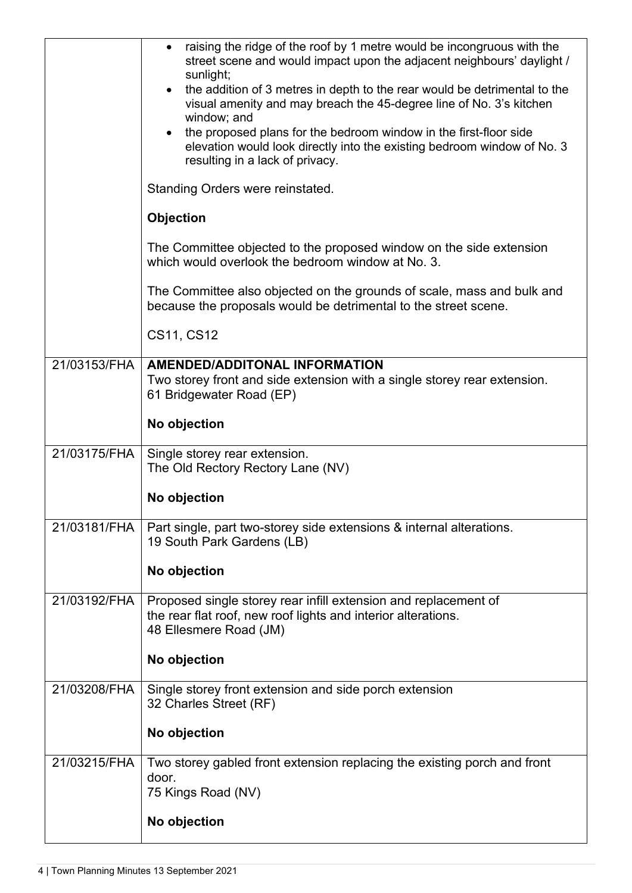| | |
|---|---|
| | • raising the ridge of the roof by 1 metre would be incongruous with the street scene and would impact upon the adjacent neighbours' daylight / sunlight;<br>• the addition of 3 metres in depth to the rear would be detrimental to the visual amenity and may breach the 45-degree line of No. 3's kitchen window; and<br>• the proposed plans for the bedroom window in the first-floor side elevation would look directly into the existing bedroom window of No. 3 resulting in a lack of privacy.<br><br>Standing Orders were reinstated.<br><br>**Objection**<br><br>The Committee objected to the proposed window on the side extension which would overlook the bedroom window at No. 3.<br><br>The Committee also objected on the grounds of scale, mass and bulk and because the proposals would be detrimental to the street scene.<br><br>CS11, CS12 |
| 21/03153/FHA | **AMENDED/ADDITONAL INFORMATION**<br>Two storey front and side extension with a single storey rear extension.<br>61 Bridgewater Road (EP)<br><br>**No objection** |
| 21/03175/FHA | Single storey rear extension.<br>The Old Rectory Rectory Lane (NV)<br><br>**No objection** |
| 21/03181/FHA | Part single, part two-storey side extensions & internal alterations.<br>19 South Park Gardens (LB)<br><br>**No objection** |
| 21/03192/FHA | Proposed single storey rear infill extension and replacement of the rear flat roof, new roof lights and interior alterations.<br>48 Ellesmere Road (JM)<br><br>**No objection** |
| 21/03208/FHA | Single storey front extension and side porch extension<br>32 Charles Street (RF)<br><br>**No objection** |
| 21/03215/FHA | Two storey gabled front extension replacing the existing porch and front door.<br>75 Kings Road (NV)<br><br>**No objection** |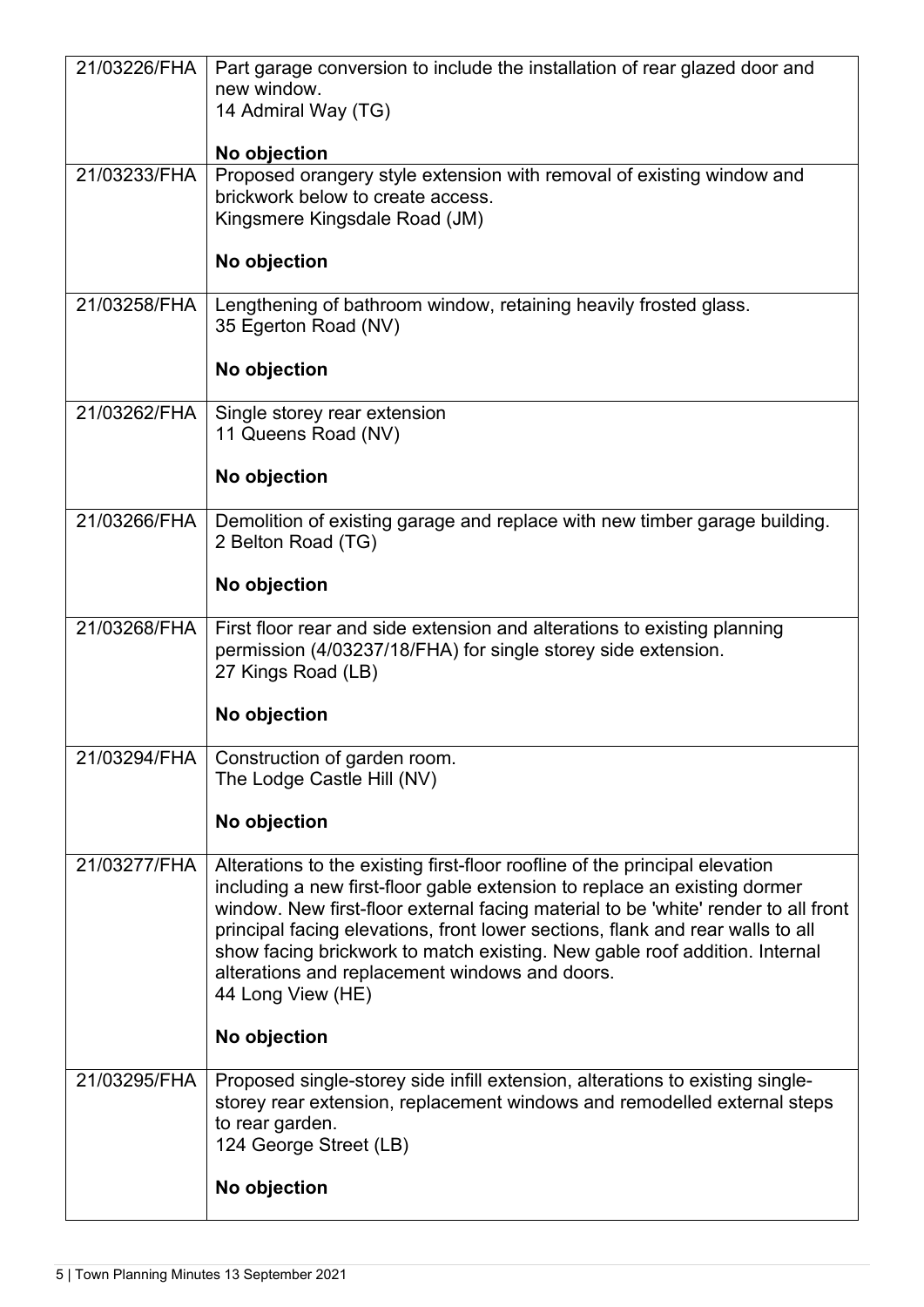| | |
|---|---|
| 21/03226/FHA | Part garage conversion to include the installation of rear glazed door and new window.<br>14 Admiral Way (TG)<br><br>**No objection** |
| 21/03233/FHA | Proposed orangery style extension with removal of existing window and brickwork below to create access.<br>Kingsmere Kingsdale Road (JM)<br><br>**No objection** |
| 21/03258/FHA | Lengthening of bathroom window, retaining heavily frosted glass.<br>35 Egerton Road (NV)<br><br>**No objection** |
| 21/03262/FHA | Single storey rear extension<br>11 Queens Road (NV)<br><br>**No objection** |
| 21/03266/FHA | Demolition of existing garage and replace with new timber garage building.<br>2 Belton Road (TG)<br><br>**No objection** |
| 21/03268/FHA | First floor rear and side extension and alterations to existing planning permission (4/03237/18/FHA) for single storey side extension.<br>27 Kings Road (LB)<br><br>**No objection** |
| 21/03294/FHA | Construction of garden room.<br>The Lodge Castle Hill (NV)<br><br>**No objection** |
| 21/03277/FHA | Alterations to the existing first-floor roofline of the principal elevation including a new first-floor gable extension to replace an existing dormer window. New first-floor external facing material to be 'white' render to all front principal facing elevations, front lower sections, flank and rear walls to all show facing brickwork to match existing. New gable roof addition. Internal alterations and replacement windows and doors.<br>44 Long View (HE)<br><br>**No objection** |
| 21/03295/FHA | Proposed single-storey side infill extension, alterations to existing single-storey rear extension, replacement windows and remodelled external steps to rear garden.<br>124 George Street (LB)<br><br>**No objection** |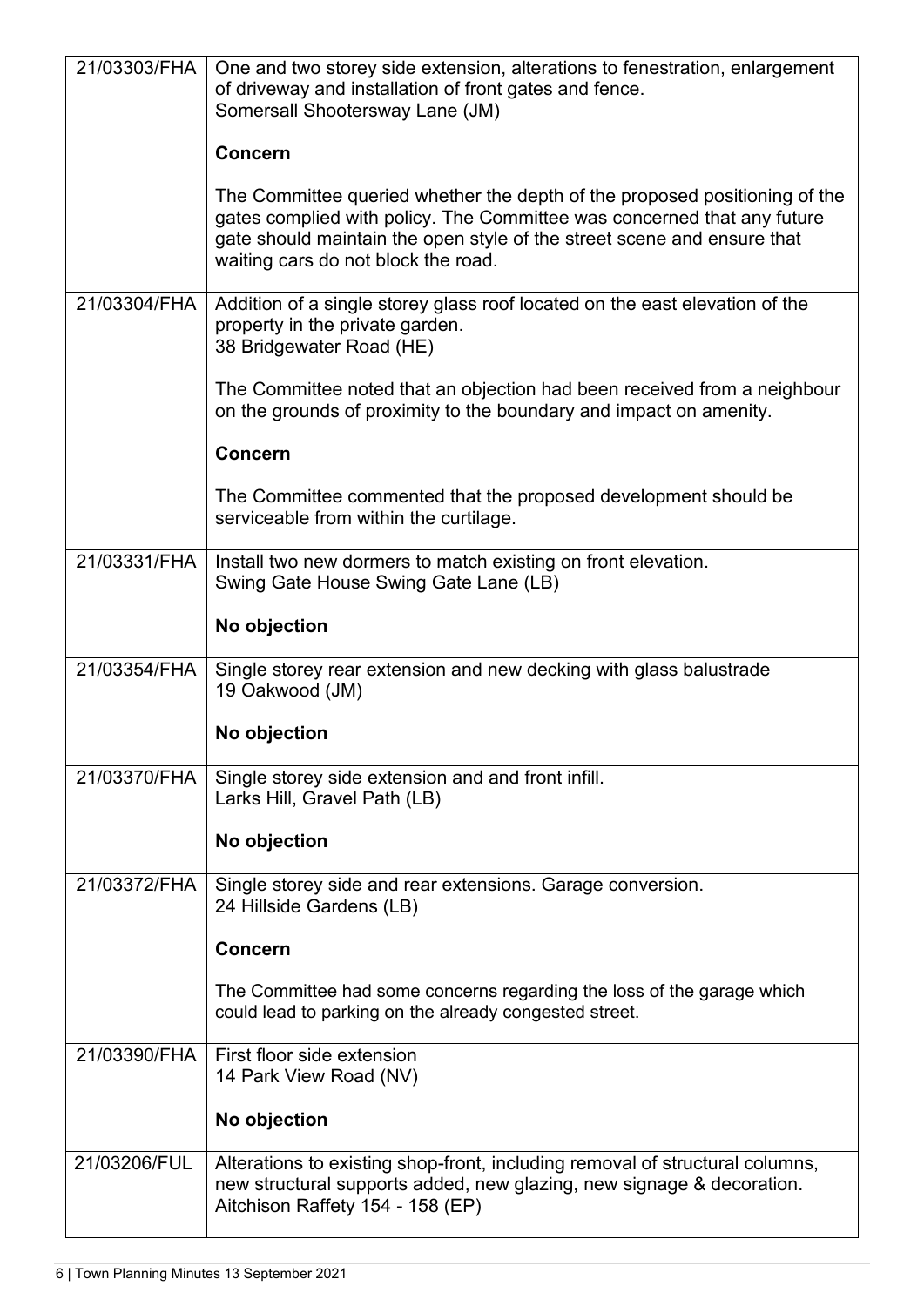| | |
|---|---|
| 21/03303/FHA | One and two storey side extension, alterations to fenestration, enlargement of driveway and installation of front gates and fence.<br>Somersall Shootersway Lane (JM)<br><br>**Concern**<br><br>The Committee queried whether the depth of the proposed positioning of the gates complied with policy. The Committee was concerned that any future gate should maintain the open style of the street scene and ensure that waiting cars do not block the road. |
| 21/03304/FHA | Addition of a single storey glass roof located on the east elevation of the property in the private garden.<br>38 Bridgewater Road (HE)<br><br>The Committee noted that an objection had been received from a neighbour on the grounds of proximity to the boundary and impact on amenity.<br><br>**Concern**<br><br>The Committee commented that the proposed development should be serviceable from within the curtilage. |
| 21/03331/FHA | Install two new dormers to match existing on front elevation.<br>Swing Gate House Swing Gate Lane (LB)<br><br>**No objection** |
| 21/03354/FHA | Single storey rear extension and new decking with glass balustrade<br>19 Oakwood (JM)<br><br>**No objection** |
| 21/03370/FHA | Single storey side extension and and front infill.<br>Larks Hill, Gravel Path (LB)<br><br>**No objection** |
| 21/03372/FHA | Single storey side and rear extensions. Garage conversion.<br>24 Hillside Gardens (LB)<br><br>**Concern**<br><br>The Committee had some concerns regarding the loss of the garage which could lead to parking on the already congested street. |
| 21/03390/FHA | First floor side extension<br>14 Park View Road (NV)<br><br>**No objection** |
| 21/03206/FUL | Alterations to existing shop-front, including removal of structural columns, new structural supports added, new glazing, new signage & decoration.<br>Aitchison Raffety 154 - 158 (EP) |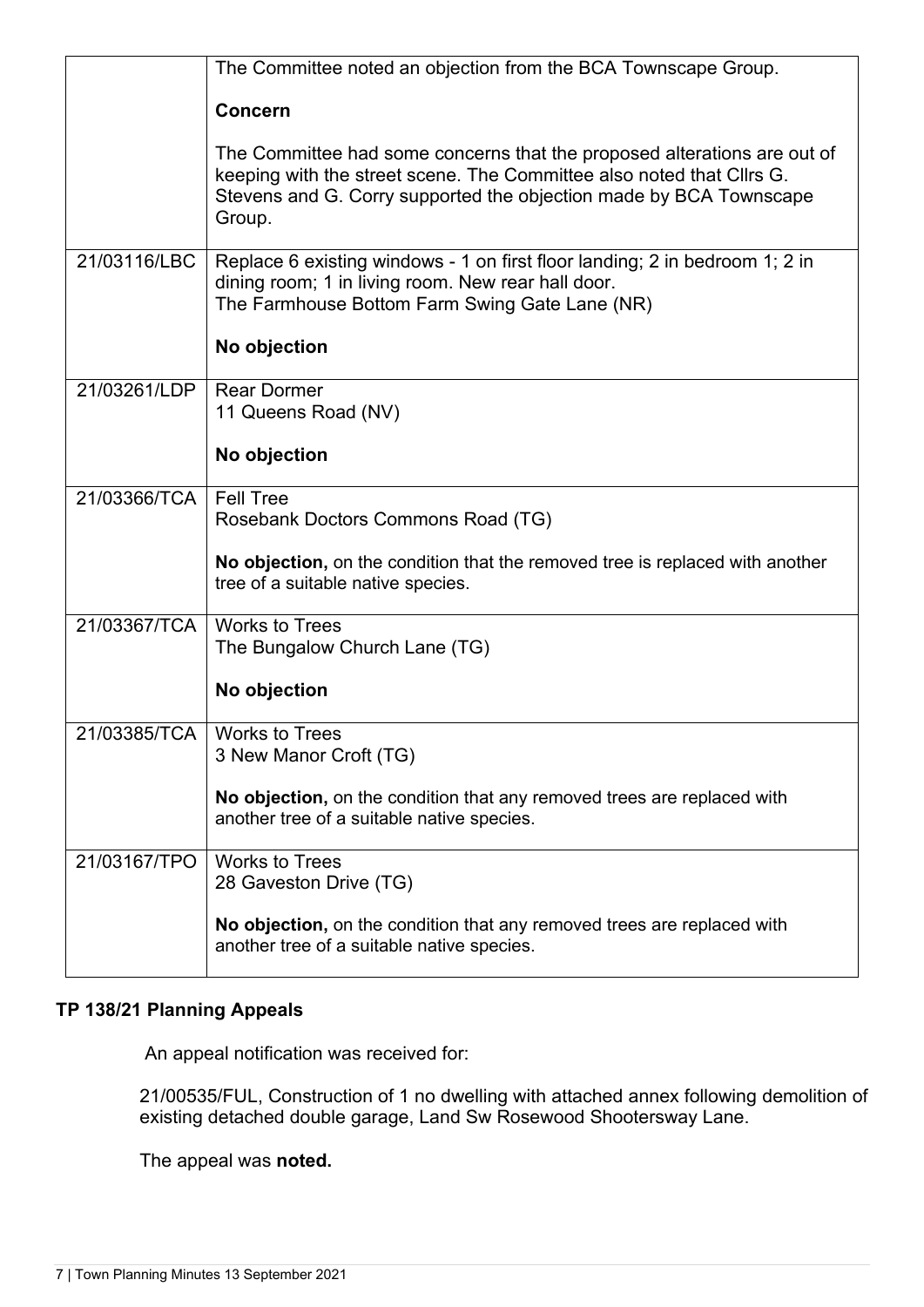| | |
|---|---|
| | The Committee noted an objection from the BCA Townscape Group.<br><br>**Concern**<br><br>The Committee had some concerns that the proposed alterations are out of keeping with the street scene. The Committee also noted that Cllrs G. Stevens and G. Corry supported the objection made by BCA Townscape Group. |
| 21/03116/LBC | Replace 6 existing windows - 1 on first floor landing; 2 in bedroom 1; 2 in dining room; 1 in living room. New rear hall door.<br>The Farmhouse Bottom Farm Swing Gate Lane (NR)<br><br>**No objection** |
| 21/03261/LDP | Rear Dormer<br>11 Queens Road (NV)<br><br>**No objection** |
| 21/03366/TCA | Fell Tree<br>Rosebank Doctors Commons Road (TG)<br><br>**No objection,** on the condition that the removed tree is replaced with another tree of a suitable native species. |
| 21/03367/TCA | Works to Trees<br>The Bungalow Church Lane (TG)<br><br>**No objection** |
| 21/03385/TCA | Works to Trees<br>3 New Manor Croft (TG)<br><br>**No objection,** on the condition that any removed trees are replaced with another tree of a suitable native species. |
| 21/03167/TPO | Works to Trees<br>28 Gaveston Drive (TG)<br><br>**No objection,** on the condition that any removed trees are replaced with another tree of a suitable native species. |

**TP 138/21 Planning Appeals**

An appeal notification was received for:

21/00535/FUL, Construction of 1 no dwelling with attached annex following demolition of existing detached double garage, Land Sw Rosewood Shootersway Lane.

The appeal was **noted.**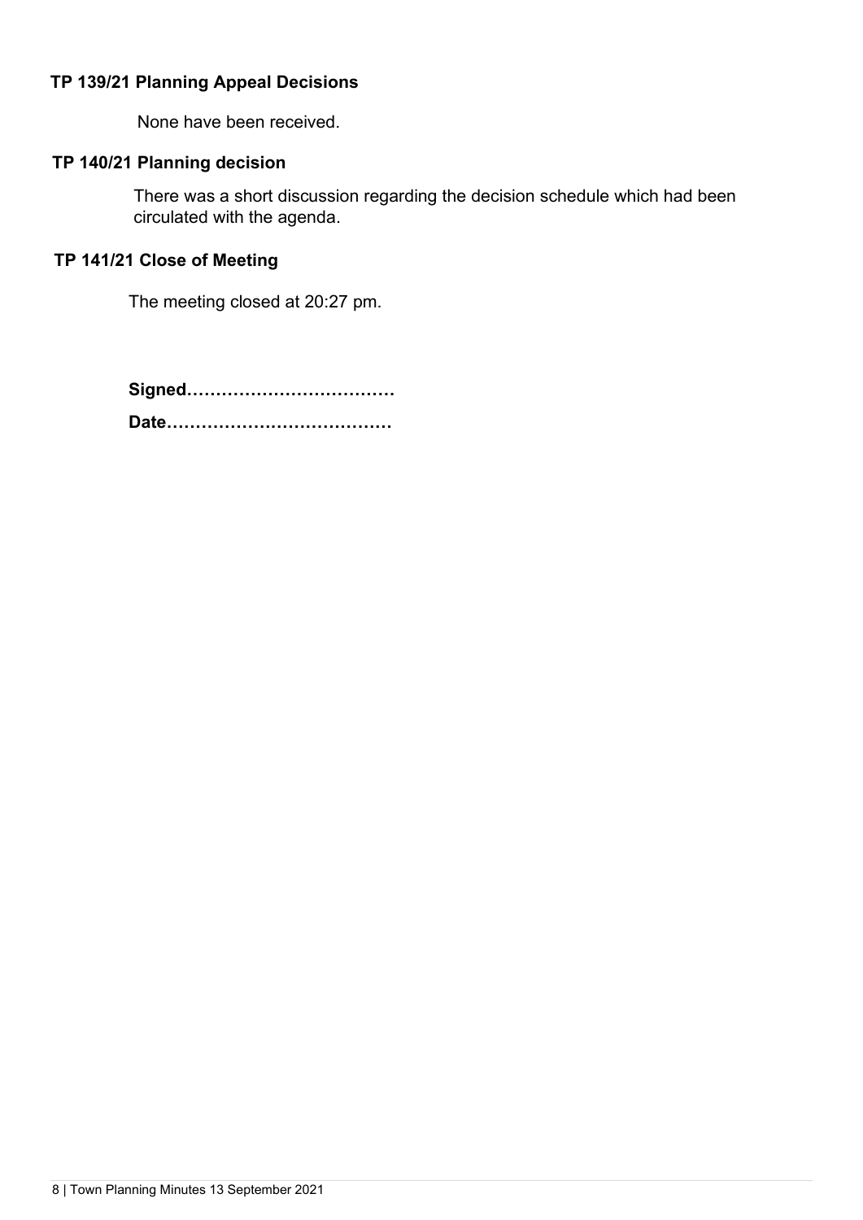**TP 139/21 Planning Appeal Decisions**

None have been received.

**TP 140/21 Planning decision**

There was a short discussion regarding the decision schedule which had been circulated with the agenda.

**TP 141/21 Close of Meeting**

The meeting closed at 20:27 pm.

**Signed………………………………**

**Date…………………………………**